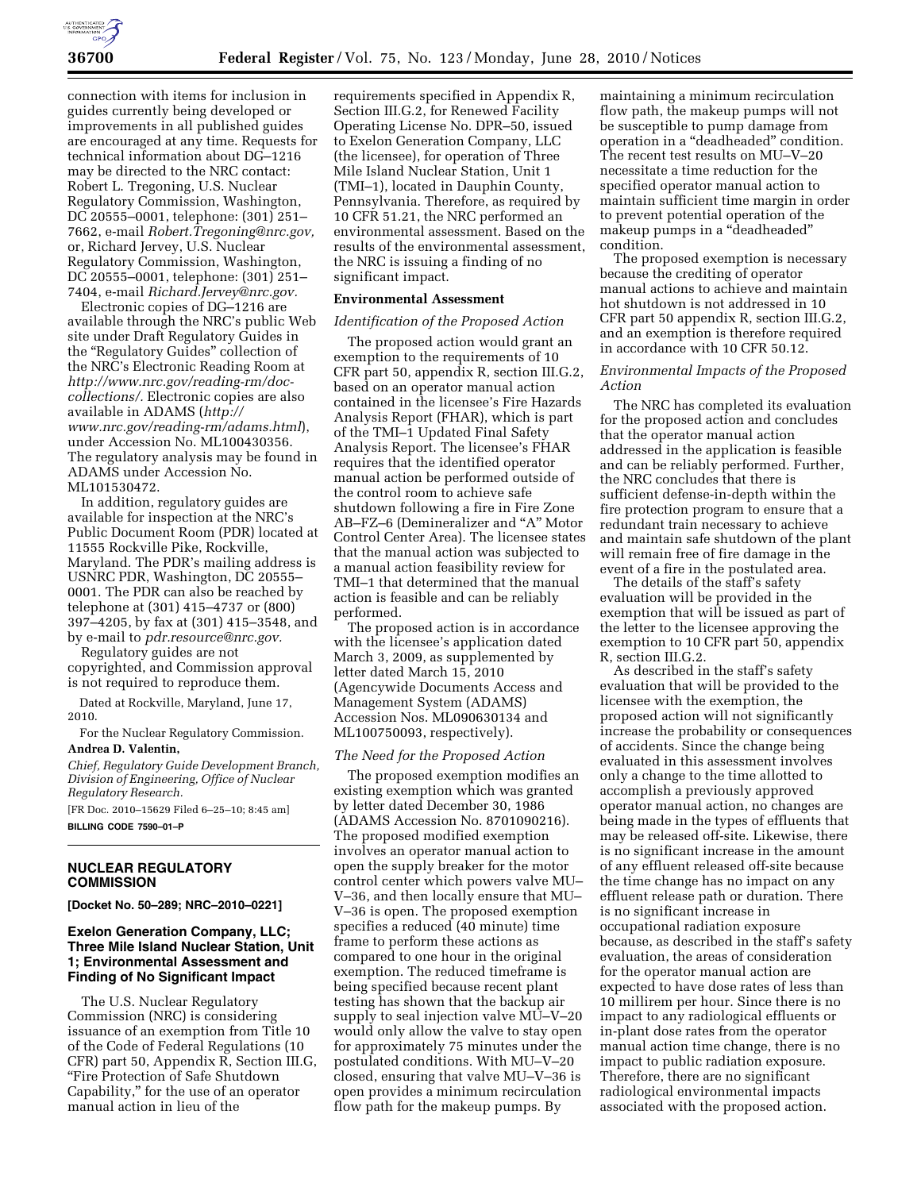connection with items for inclusion in guides currently being developed or improvements in all published guides are encouraged at any time. Requests for technical information about DG–1216 may be directed to the NRC contact: Robert L. Tregoning, U.S. Nuclear Regulatory Commission, Washington, DC 20555–0001, telephone: (301) 251–7662, e-mail *Robert.Tregoning@nrc.gov,* or, Richard Jervey, U.S. Nuclear Regulatory Commission, Washington, DC 20555–0001, telephone: (301) 251–7404, e-mail *Richard.Jervey@nrc.gov.*

Electronic copies of DG–1216 are available through the NRC's public Web site under Draft Regulatory Guides in the "Regulatory Guides" collection of the NRC's Electronic Reading Room at *http://www.nrc.gov/reading-rm/doc-collections/.* Electronic copies are also available in ADAMS (*http://www.nrc.gov/reading-rm/adams.html*), under Accession No. ML100430356. The regulatory analysis may be found in ADAMS under Accession No. ML101530472.

In addition, regulatory guides are available for inspection at the NRC's Public Document Room (PDR) located at 11555 Rockville Pike, Rockville, Maryland. The PDR's mailing address is USNRC PDR, Washington, DC 20555–0001. The PDR can also be reached by telephone at (301) 415–4737 or (800) 397–4205, by fax at (301) 415–3548, and by e-mail to *pdr.resource@nrc.gov.*

Regulatory guides are not copyrighted, and Commission approval is not required to reproduce them.

Dated at Rockville, Maryland, June 17, 2010.

For the Nuclear Regulatory Commission.

**Andrea D. Valentin,**

*Chief, Regulatory Guide Development Branch, Division of Engineering, Office of Nuclear Regulatory Research.*

[FR Doc. 2010–15629 Filed 6–25–10; 8:45 am]

**BILLING CODE 7590–01–P**

## NUCLEAR REGULATORY COMMISSION

**[Docket No. 50–289; NRC–2010–0221]**

## Exelon Generation Company, LLC; Three Mile Island Nuclear Station, Unit 1; Environmental Assessment and Finding of No Significant Impact

The U.S. Nuclear Regulatory Commission (NRC) is considering issuance of an exemption from Title 10 of the Code of Federal Regulations (10 CFR) part 50, Appendix R, Section III.G, "Fire Protection of Safe Shutdown Capability," for the use of an operator manual action in lieu of the requirements specified in Appendix R, Section III.G.2, for Renewed Facility Operating License No. DPR–50, issued to Exelon Generation Company, LLC (the licensee), for operation of Three Mile Island Nuclear Station, Unit 1 (TMI–1), located in Dauphin County, Pennsylvania. Therefore, as required by 10 CFR 51.21, the NRC performed an environmental assessment. Based on the results of the environmental assessment, the NRC is issuing a finding of no significant impact.

### Environmental Assessment

#### *Identification of the Proposed Action*

The proposed action would grant an exemption to the requirements of 10 CFR part 50, appendix R, section III.G.2, based on an operator manual action contained in the licensee's Fire Hazards Analysis Report (FHAR), which is part of the TMI–1 Updated Final Safety Analysis Report. The licensee's FHAR requires that the identified operator manual action be performed outside of the control room to achieve safe shutdown following a fire in Fire Zone AB–FZ–6 (Demineralizer and "A" Motor Control Center Area). The licensee states that the manual action was subjected to a manual action feasibility review for TMI–1 that determined that the manual action is feasible and can be reliably performed.

The proposed action is in accordance with the licensee's application dated March 3, 2009, as supplemented by letter dated March 15, 2010 (Agencywide Documents Access and Management System (ADAMS) Accession Nos. ML090630134 and ML100750093, respectively).

#### *The Need for the Proposed Action*

The proposed exemption modifies an existing exemption which was granted by letter dated December 30, 1986 (ADAMS Accession No. 8701090216). The proposed modified exemption involves an operator manual action to open the supply breaker for the motor control center which powers valve MU–V–36, and then locally ensure that MU–V–36 is open. The proposed exemption specifies a reduced (40 minute) time frame to perform these actions as compared to one hour in the original exemption. The reduced timeframe is being specified because recent plant testing has shown that the backup air supply to seal injection valve MU–V–20 would only allow the valve to stay open for approximately 75 minutes under the postulated conditions. With MU–V–20 closed, ensuring that valve MU–V–36 is open provides a minimum recirculation flow path for the makeup pumps. By maintaining a minimum recirculation flow path, the makeup pumps will not be susceptible to pump damage from operation in a "deadheaded" condition. The recent test results on MU–V–20 necessitate a time reduction for the specified operator manual action to maintain sufficient time margin in order to prevent potential operation of the makeup pumps in a "deadheaded" condition.

The proposed exemption is necessary because the crediting of operator manual actions to achieve and maintain hot shutdown is not addressed in 10 CFR part 50 appendix R, section III.G.2, and an exemption is therefore required in accordance with 10 CFR 50.12.

#### *Environmental Impacts of the Proposed Action*

The NRC has completed its evaluation for the proposed action and concludes that the operator manual action addressed in the application is feasible and can be reliably performed. Further, the NRC concludes that there is sufficient defense-in-depth within the fire protection program to ensure that a redundant train necessary to achieve and maintain safe shutdown of the plant will remain free of fire damage in the event of a fire in the postulated area.

The details of the staff's safety evaluation will be provided in the exemption that will be issued as part of the letter to the licensee approving the exemption to 10 CFR part 50, appendix R, section III.G.2.

As described in the staff's safety evaluation that will be provided to the licensee with the exemption, the proposed action will not significantly increase the probability or consequences of accidents. Since the change being evaluated in this assessment involves only a change to the time allotted to accomplish a previously approved operator manual action, no changes are being made in the types of effluents that may be released off-site. Likewise, there is no significant increase in the amount of any effluent released off-site because the time change has no impact on any effluent release path or duration. There is no significant increase in occupational radiation exposure because, as described in the staff's safety evaluation, the areas of consideration for the operator manual action are expected to have dose rates of less than 10 millirem per hour. Since there is no impact to any radiological effluents or in-plant dose rates from the operator manual action time change, there is no impact to public radiation exposure. Therefore, there are no significant radiological environmental impacts associated with the proposed action.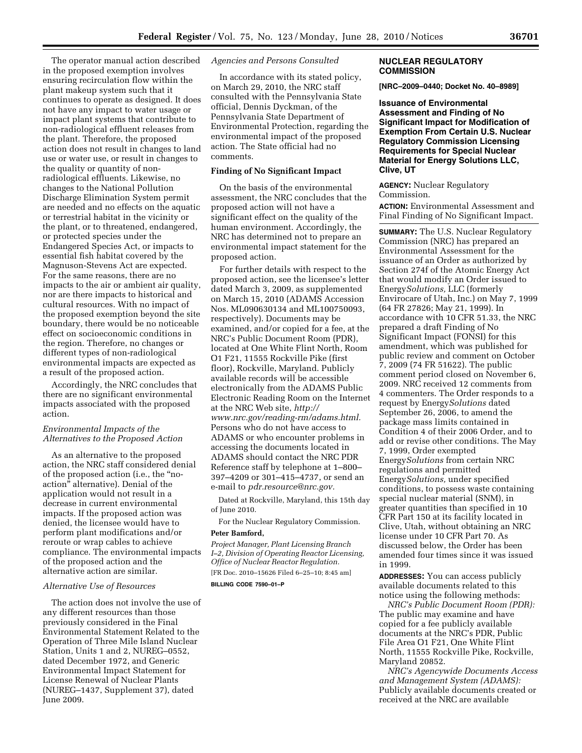The operator manual action described in the proposed exemption involves ensuring recirculation flow within the plant makeup system such that it continues to operate as designed. It does not have any impact to water usage or impact plant systems that contribute to non-radiological effluent releases from the plant. Therefore, the proposed action does not result in changes to land use or water use, or result in changes to the quality or quantity of non-radiological effluents. Likewise, no changes to the National Pollution Discharge Elimination System permit are needed and no effects on the aquatic or terrestrial habitat in the vicinity or the plant, or to threatened, endangered, or protected species under the Endangered Species Act, or impacts to essential fish habitat covered by the Magnuson-Stevens Act are expected. For the same reasons, there are no impacts to the air or ambient air quality, nor are there impacts to historical and cultural resources. With no impact of the proposed exemption beyond the site boundary, there would be no noticeable effect on socioeconomic conditions in the region. Therefore, no changes or different types of non-radiological environmental impacts are expected as a result of the proposed action.

Accordingly, the NRC concludes that there are no significant environmental impacts associated with the proposed action.

*Environmental Impacts of the Alternatives to the Proposed Action*

As an alternative to the proposed action, the NRC staff considered denial of the proposed action (i.e., the "no-action" alternative). Denial of the application would not result in a decrease in current environmental impacts. If the proposed action was denied, the licensee would have to perform plant modifications and/or reroute or wrap cables to achieve compliance. The environmental impacts of the proposed action and the alternative action are similar.

*Alternative Use of Resources*

The action does not involve the use of any different resources than those previously considered in the Final Environmental Statement Related to the Operation of Three Mile Island Nuclear Station, Units 1 and 2, NUREG–0552, dated December 1972, and Generic Environmental Impact Statement for License Renewal of Nuclear Plants (NUREG–1437, Supplement 37), dated June 2009.

*Agencies and Persons Consulted*

In accordance with its stated policy, on March 29, 2010, the NRC staff consulted with the Pennsylvania State official, Dennis Dyckman, of the Pennsylvania State Department of Environmental Protection, regarding the environmental impact of the proposed action. The State official had no comments.

**Finding of No Significant Impact**

On the basis of the environmental assessment, the NRC concludes that the proposed action will not have a significant effect on the quality of the human environment. Accordingly, the NRC has determined not to prepare an environmental impact statement for the proposed action.

For further details with respect to the proposed action, see the licensee's letter dated March 3, 2009, as supplemented on March 15, 2010 (ADAMS Accession Nos. ML090630134 and ML100750093, respectively). Documents may be examined, and/or copied for a fee, at the NRC's Public Document Room (PDR), located at One White Flint North, Room O1 F21, 11555 Rockville Pike (first floor), Rockville, Maryland. Publicly available records will be accessible electronically from the ADAMS Public Electronic Reading Room on the Internet at the NRC Web site, *http://www.nrc.gov/reading-rm/adams.html.* Persons who do not have access to ADAMS or who encounter problems in accessing the documents located in ADAMS should contact the NRC PDR Reference staff by telephone at 1–800–397–4209 or 301–415–4737, or send an e-mail to *pdr.resource@nrc.gov.*

Dated at Rockville, Maryland, this 15th day of June 2010.

For the Nuclear Regulatory Commission.

**Peter Bamford,**

*Project Manager, Plant Licensing Branch I–2, Division of Operating Reactor Licensing, Office of Nuclear Reactor Regulation.*

[FR Doc. 2010–15626 Filed 6–25–10; 8:45 am]

**BILLING CODE 7590–01–P**

## NUCLEAR REGULATORY COMMISSION

**[NRC–2009–0440; Docket No. 40–8989]**

## Issuance of Environmental Assessment and Finding of No Significant Impact for Modification of Exemption From Certain U.S. Nuclear Regulatory Commission Licensing Requirements for Special Nuclear Material for Energy Solutions LLC, Clive, UT

**AGENCY:** Nuclear Regulatory Commission.

**ACTION:** Environmental Assessment and Final Finding of No Significant Impact.

**SUMMARY:** The U.S. Nuclear Regulatory Commission (NRC) has prepared an Environmental Assessment for the issuance of an Order as authorized by Section 274f of the Atomic Energy Act that would modify an Order issued to Energy*Solutions,* LLC (formerly Envirocare of Utah, Inc.) on May 7, 1999 (64 FR 27826; May 21, 1999). In accordance with 10 CFR 51.33, the NRC prepared a draft Finding of No Significant Impact (FONSI) for this amendment, which was published for public review and comment on October 7, 2009 (74 FR 51622). The public comment period closed on November 6, 2009. NRC received 12 comments from 4 commenters. The Order responds to a request by Energy*Solutions* dated September 26, 2006, to amend the package mass limits contained in Condition 4 of their 2006 Order, and to add or revise other conditions. The May 7, 1999, Order exempted Energy*Solutions* from certain NRC regulations and permitted Energy*Solutions,* under specified conditions, to possess waste containing special nuclear material (SNM), in greater quantities than specified in 10 CFR Part 150 at its facility located in Clive, Utah, without obtaining an NRC license under 10 CFR Part 70. As discussed below, the Order has been amended four times since it was issued in 1999.

**ADDRESSES:** You can access publicly available documents related to this notice using the following methods:

*NRC's Public Document Room (PDR):* The public may examine and have copied for a fee publicly available documents at the NRC's PDR, Public File Area O1 F21, One White Flint North, 11555 Rockville Pike, Rockville, Maryland 20852.

*NRC's Agencywide Documents Access and Management System (ADAMS):* Publicly available documents created or received at the NRC are available